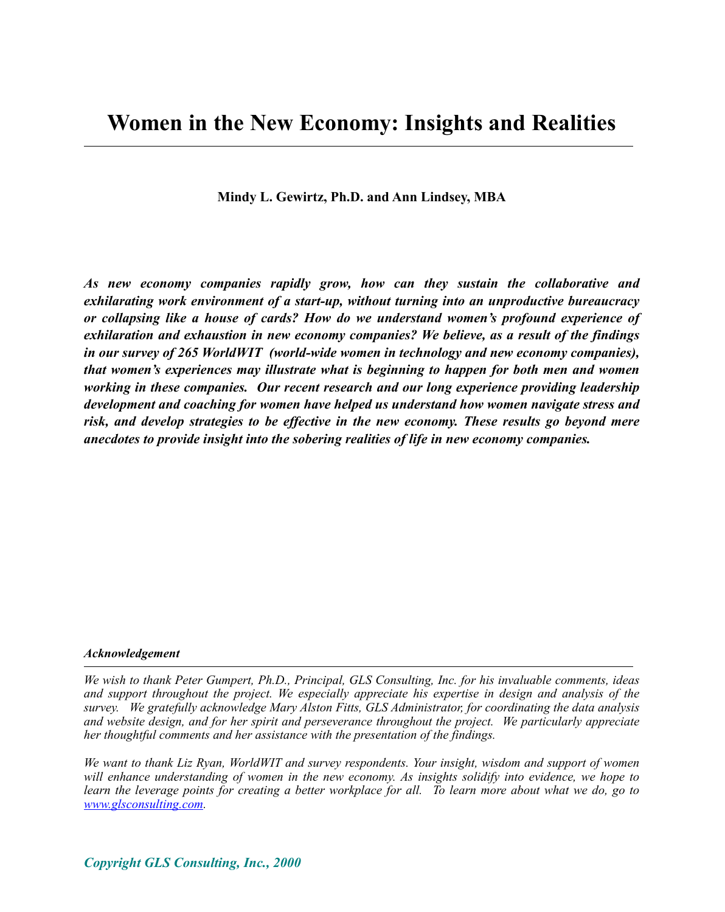# Women in the New Economy: Insights and Realities

**Mindy L. Gewirtz, Ph.D. and Ann Lindsey, MBA**

***As new economy companies rapidly grow, how can they sustain the collaborative and exhilarating work environment of a start-up, without turning into an unproductive bureaucracy or collapsing like a house of cards? How do we understand women's profound experience of exhilaration and exhaustion in new economy companies? We believe, as a result of the findings in our survey of 265 WorldWIT (world-wide women in technology and new economy companies), that women's experiences may illustrate what is beginning to happen for both men and women working in these companies. Our recent research and our long experience providing leadership development and coaching for women have helped us understand how women navigate stress and risk, and develop strategies to be effective in the new economy. These results go beyond mere anecdotes to provide insight into the sobering realities of life in new economy companies.***

***Acknowledgement***

*We wish to thank Peter Gumpert, Ph.D., Principal, GLS Consulting, Inc. for his invaluable comments, ideas and support throughout the project. We especially appreciate his expertise in design and analysis of the survey. We gratefully acknowledge Mary Alston Fitts, GLS Administrator, for coordinating the data analysis and website design, and for her spirit and perseverance throughout the project. We particularly appreciate her thoughtful comments and her assistance with the presentation of the findings.*

*We want to thank Liz Ryan, WorldWIT and survey respondents. Your insight, wisdom and support of women will enhance understanding of women in the new economy. As insights solidify into evidence, we hope to learn the leverage points for creating a better workplace for all. To learn more about what we do, go to [www.glsconsulting.com](www.glsconsulting.com).*

***Copyright GLS Consulting, Inc., 2000***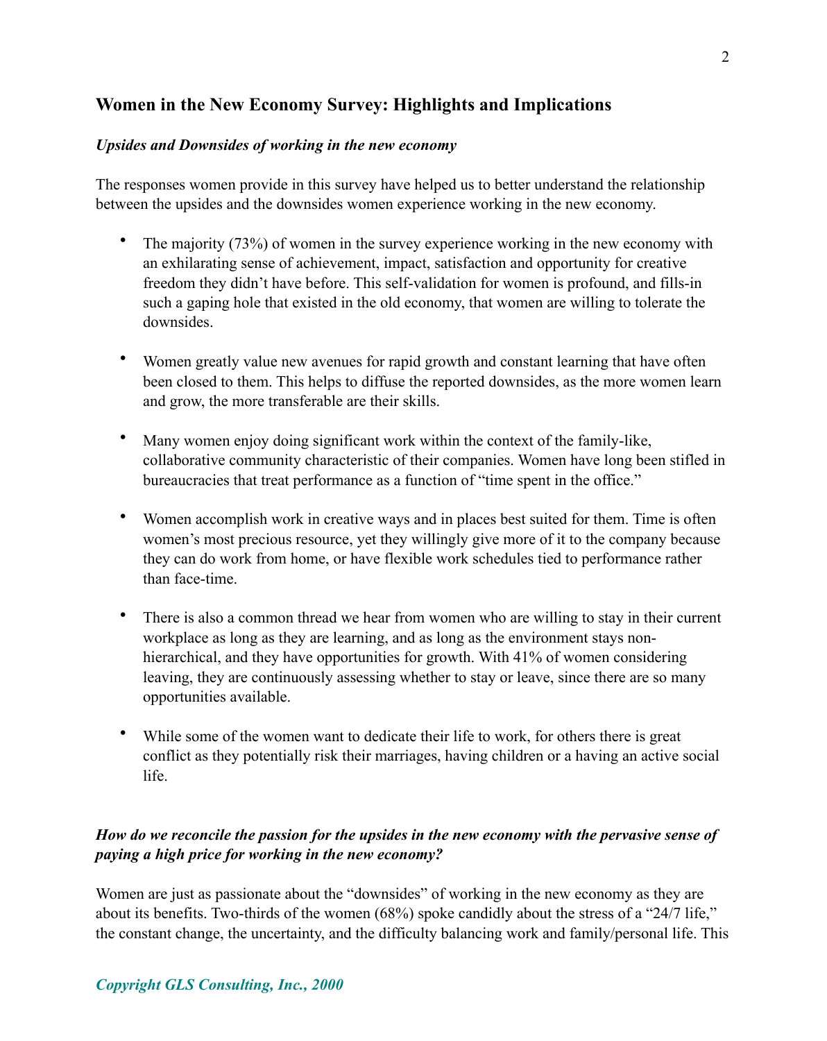## Women in the New Economy Survey: Highlights and Implications

### *Upsides and Downsides of working in the new economy*

The responses women provide in this survey have helped us to better understand the relationship between the upsides and the downsides women experience working in the new economy.

- The majority (73%) of women in the survey experience working in the new economy with an exhilarating sense of achievement, impact, satisfaction and opportunity for creative freedom they didn't have before. This self-validation for women is profound, and fills-in such a gaping hole that existed in the old economy, that women are willing to tolerate the downsides.

- Women greatly value new avenues for rapid growth and constant learning that have often been closed to them. This helps to diffuse the reported downsides, as the more women learn and grow, the more transferable are their skills.

- Many women enjoy doing significant work within the context of the family-like, collaborative community characteristic of their companies. Women have long been stifled in bureaucracies that treat performance as a function of "time spent in the office."

- Women accomplish work in creative ways and in places best suited for them. Time is often women's most precious resource, yet they willingly give more of it to the company because they can do work from home, or have flexible work schedules tied to performance rather than face-time.

- There is also a common thread we hear from women who are willing to stay in their current workplace as long as they are learning, and as long as the environment stays non-hierarchical, and they have opportunities for growth. With 41% of women considering leaving, they are continuously assessing whether to stay or leave, since there are so many opportunities available.

- While some of the women want to dedicate their life to work, for others there is great conflict as they potentially risk their marriages, having children or a having an active social life.

### *How do we reconcile the passion for the upsides in the new economy with the pervasive sense of paying a high price for working in the new economy?*

Women are just as passionate about the "downsides" of working in the new economy as they are about its benefits. Two-thirds of the women (68%) spoke candidly about the stress of a "24/7 life," the constant change, the uncertainty, and the difficulty balancing work and family/personal life. This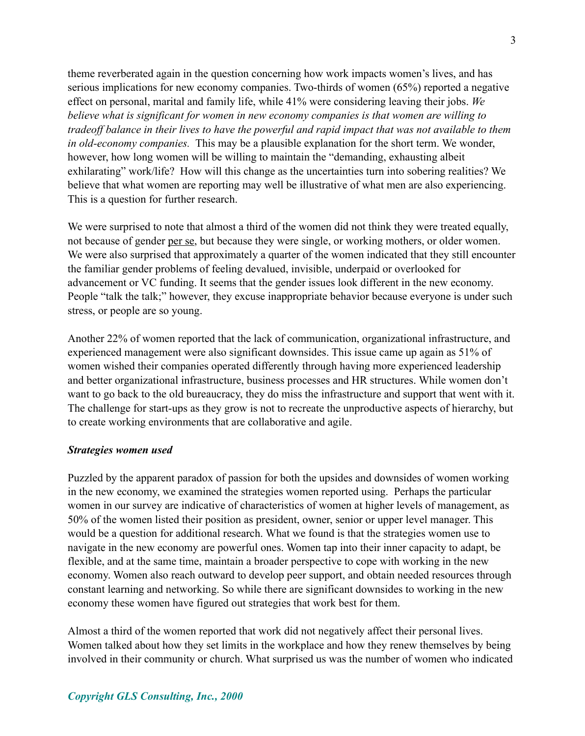theme reverberated again in the question concerning how work impacts women's lives, and has serious implications for new economy companies. Two-thirds of women (65%) reported a negative effect on personal, marital and family life, while 41% were considering leaving their jobs. *We believe what is significant for women in new economy companies is that women are willing to tradeoff balance in their lives to have the powerful and rapid impact that was not available to them in old-economy companies.* This may be a plausible explanation for the short term. We wonder, however, how long women will be willing to maintain the "demanding, exhausting albeit exhilarating" work/life? How will this change as the uncertainties turn into sobering realities? We believe that what women are reporting may well be illustrative of what men are also experiencing. This is a question for further research.

We were surprised to note that almost a third of the women did not think they were treated equally, not because of gender per se, but because they were single, or working mothers, or older women. We were also surprised that approximately a quarter of the women indicated that they still encounter the familiar gender problems of feeling devalued, invisible, underpaid or overlooked for advancement or VC funding. It seems that the gender issues look different in the new economy. People "talk the talk;" however, they excuse inappropriate behavior because everyone is under such stress, or people are so young.

Another 22% of women reported that the lack of communication, organizational infrastructure, and experienced management were also significant downsides. This issue came up again as 51% of women wished their companies operated differently through having more experienced leadership and better organizational infrastructure, business processes and HR structures. While women don't want to go back to the old bureaucracy, they do miss the infrastructure and support that went with it. The challenge for start-ups as they grow is not to recreate the unproductive aspects of hierarchy, but to create working environments that are collaborative and agile.

***Strategies women used***

Puzzled by the apparent paradox of passion for both the upsides and downsides of women working in the new economy, we examined the strategies women reported using. Perhaps the particular women in our survey are indicative of characteristics of women at higher levels of management, as 50% of the women listed their position as president, owner, senior or upper level manager. This would be a question for additional research. What we found is that the strategies women use to navigate in the new economy are powerful ones. Women tap into their inner capacity to adapt, be flexible, and at the same time, maintain a broader perspective to cope with working in the new economy. Women also reach outward to develop peer support, and obtain needed resources through constant learning and networking. So while there are significant downsides to working in the new economy these women have figured out strategies that work best for them.

Almost a third of the women reported that work did not negatively affect their personal lives. Women talked about how they set limits in the workplace and how they renew themselves by being involved in their community or church. What surprised us was the number of women who indicated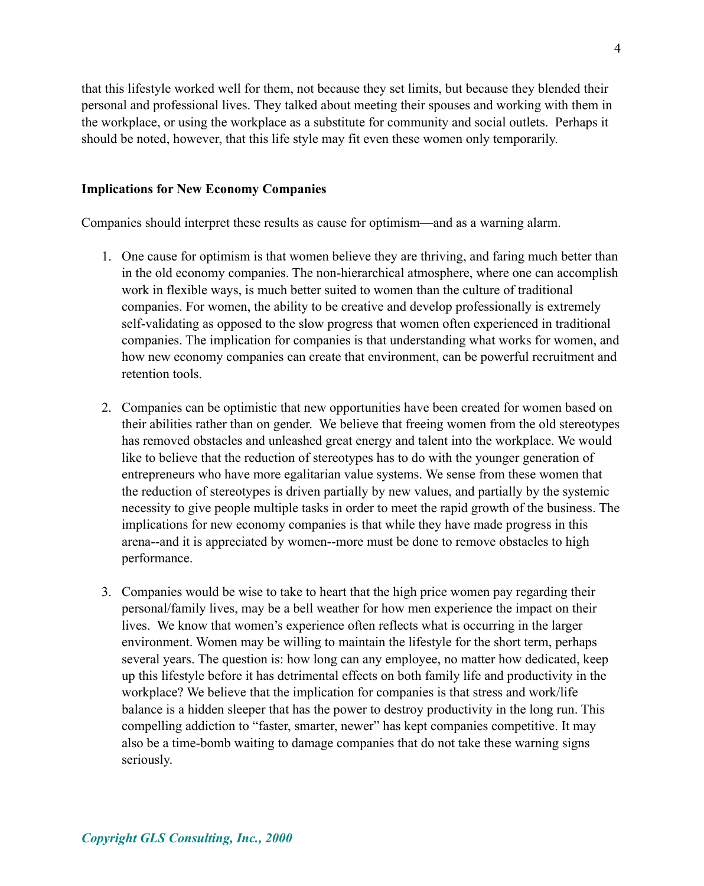that this lifestyle worked well for them, not because they set limits, but because they blended their personal and professional lives. They talked about meeting their spouses and working with them in the workplace, or using the workplace as a substitute for community and social outlets. Perhaps it should be noted, however, that this life style may fit even these women only temporarily.

**Implications for New Economy Companies**

Companies should interpret these results as cause for optimism—and as a warning alarm.

1. One cause for optimism is that women believe they are thriving, and faring much better than in the old economy companies. The non-hierarchical atmosphere, where one can accomplish work in flexible ways, is much better suited to women than the culture of traditional companies. For women, the ability to be creative and develop professionally is extremely self-validating as opposed to the slow progress that women often experienced in traditional companies. The implication for companies is that understanding what works for women, and how new economy companies can create that environment, can be powerful recruitment and retention tools.

2. Companies can be optimistic that new opportunities have been created for women based on their abilities rather than on gender. We believe that freeing women from the old stereotypes has removed obstacles and unleashed great energy and talent into the workplace. We would like to believe that the reduction of stereotypes has to do with the younger generation of entrepreneurs who have more egalitarian value systems. We sense from these women that the reduction of stereotypes is driven partially by new values, and partially by the systemic necessity to give people multiple tasks in order to meet the rapid growth of the business. The implications for new economy companies is that while they have made progress in this arena--and it is appreciated by women--more must be done to remove obstacles to high performance.

3. Companies would be wise to take to heart that the high price women pay regarding their personal/family lives, may be a bell weather for how men experience the impact on their lives. We know that women's experience often reflects what is occurring in the larger environment. Women may be willing to maintain the lifestyle for the short term, perhaps several years. The question is: how long can any employee, no matter how dedicated, keep up this lifestyle before it has detrimental effects on both family life and productivity in the workplace? We believe that the implication for companies is that stress and work/life balance is a hidden sleeper that has the power to destroy productivity in the long run. This compelling addiction to "faster, smarter, newer" has kept companies competitive. It may also be a time-bomb waiting to damage companies that do not take these warning signs seriously.

*Copyright GLS Consulting, Inc., 2000*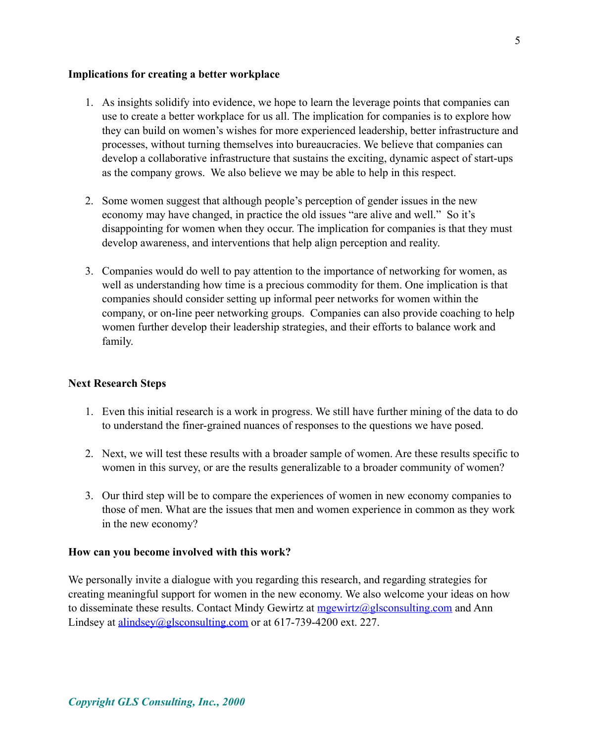**Implications for creating a better workplace**

1. As insights solidify into evidence, we hope to learn the leverage points that companies can use to create a better workplace for us all. The implication for companies is to explore how they can build on women's wishes for more experienced leadership, better infrastructure and processes, without turning themselves into bureaucracies. We believe that companies can develop a collaborative infrastructure that sustains the exciting, dynamic aspect of start-ups as the company grows. We also believe we may be able to help in this respect.

2. Some women suggest that although people's perception of gender issues in the new economy may have changed, in practice the old issues "are alive and well." So it's disappointing for women when they occur. The implication for companies is that they must develop awareness, and interventions that help align perception and reality.

3. Companies would do well to pay attention to the importance of networking for women, as well as understanding how time is a precious commodity for them. One implication is that companies should consider setting up informal peer networks for women within the company, or on-line peer networking groups. Companies can also provide coaching to help women further develop their leadership strategies, and their efforts to balance work and family.

**Next Research Steps**

1. Even this initial research is a work in progress. We still have further mining of the data to do to understand the finer-grained nuances of responses to the questions we have posed.

2. Next, we will test these results with a broader sample of women. Are these results specific to women in this survey, or are the results generalizable to a broader community of women?

3. Our third step will be to compare the experiences of women in new economy companies to those of men. What are the issues that men and women experience in common as they work in the new economy?

**How can you become involved with this work?**

We personally invite a dialogue with you regarding this research, and regarding strategies for creating meaningful support for women in the new economy. We also welcome your ideas on how to disseminate these results. Contact Mindy Gewirtz at mgewirtz@glsconsulting.com and Ann Lindsey at alindsey@glsconsulting.com or at 617-739-4200 ext. 227.

*Copyright GLS Consulting, Inc., 2000*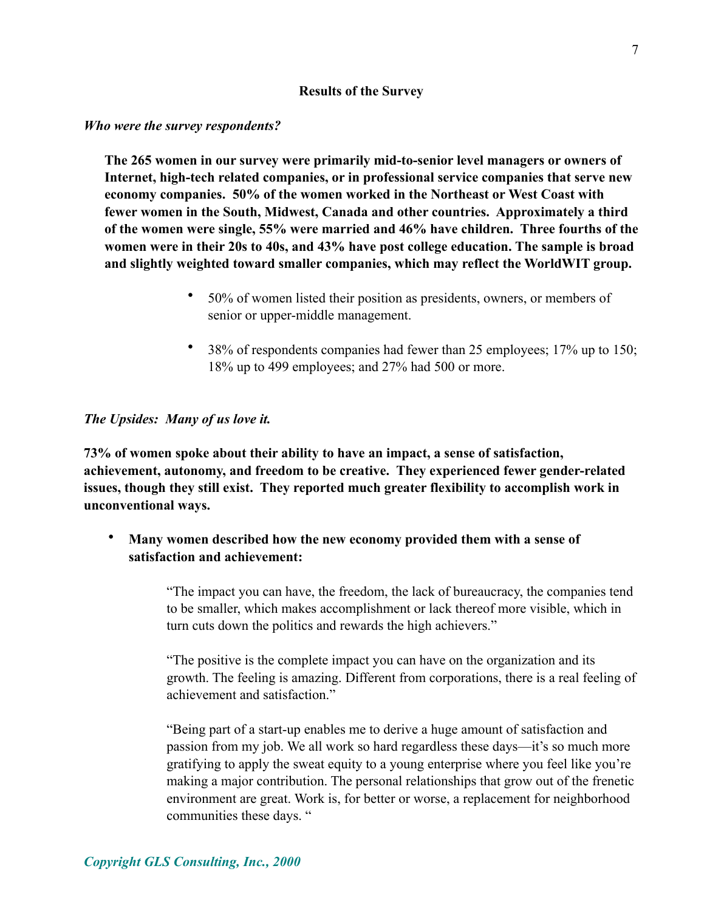## Results of the Survey

***Who were the survey respondents?***

**The 265 women in our survey were primarily mid-to-senior level managers or owners of Internet, high-tech related companies, or in professional service companies that serve new economy companies. 50% of the women worked in the Northeast or West Coast with fewer women in the South, Midwest, Canada and other countries. Approximately a third of the women were single, 55% were married and 46% have children. Three fourths of the women were in their 20s to 40s, and 43% have post college education. The sample is broad and slightly weighted toward smaller companies, which may reflect the WorldWIT group.**

- 50% of women listed their position as presidents, owners, or members of senior or upper-middle management.
- 38% of respondents companies had fewer than 25 employees; 17% up to 150; 18% up to 499 employees; and 27% had 500 or more.

***The Upsides: Many of us love it.***

**73% of women spoke about their ability to have an impact, a sense of satisfaction, achievement, autonomy, and freedom to be creative. They experienced fewer gender-related issues, though they still exist. They reported much greater flexibility to accomplish work in unconventional ways.**

- **Many women described how the new economy provided them with a sense of satisfaction and achievement:**

> "The impact you can have, the freedom, the lack of bureaucracy, the companies tend to be smaller, which makes accomplishment or lack thereof more visible, which in turn cuts down the politics and rewards the high achievers."
>
> "The positive is the complete impact you can have on the organization and its growth. The feeling is amazing. Different from corporations, there is a real feeling of achievement and satisfaction."
>
> "Being part of a start-up enables me to derive a huge amount of satisfaction and passion from my job. We all work so hard regardless these days—it's so much more gratifying to apply the sweat equity to a young enterprise where you feel like you're making a major contribution. The personal relationships that grow out of the frenetic environment are great. Work is, for better or worse, a replacement for neighborhood communities these days. "

*Copyright GLS Consulting, Inc., 2000*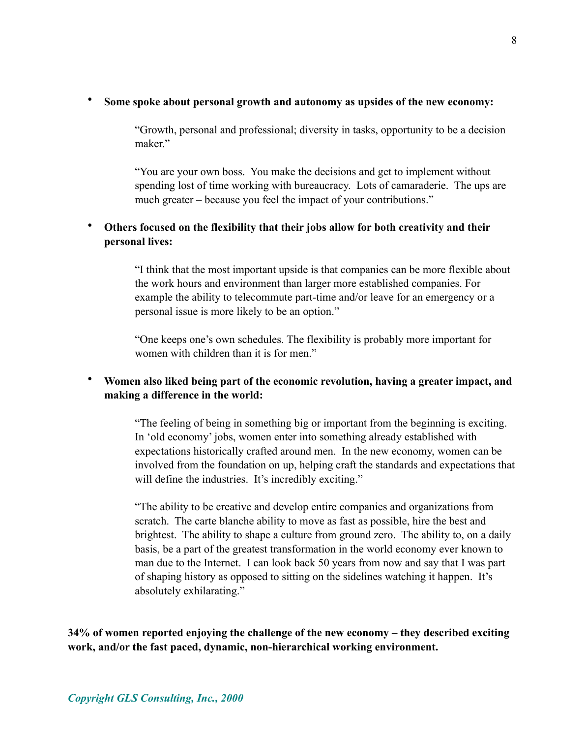- **Some spoke about personal growth and autonomy as upsides of the new economy:**

  > "Growth, personal and professional; diversity in tasks, opportunity to be a decision maker."
  >
  > "You are your own boss. You make the decisions and get to implement without spending lost of time working with bureaucracy. Lots of camaraderie. The ups are much greater – because you feel the impact of your contributions."

- **Others focused on the flexibility that their jobs allow for both creativity and their personal lives:**

  > "I think that the most important upside is that companies can be more flexible about the work hours and environment than larger more established companies. For example the ability to telecommute part-time and/or leave for an emergency or a personal issue is more likely to be an option."
  >
  > "One keeps one's own schedules. The flexibility is probably more important for women with children than it is for men."

- **Women also liked being part of the economic revolution, having a greater impact, and making a difference in the world:**

  > "The feeling of being in something big or important from the beginning is exciting. In 'old economy' jobs, women enter into something already established with expectations historically crafted around men. In the new economy, women can be involved from the foundation on up, helping craft the standards and expectations that will define the industries. It's incredibly exciting."
  >
  > "The ability to be creative and develop entire companies and organizations from scratch. The carte blanche ability to move as fast as possible, hire the best and brightest. The ability to shape a culture from ground zero. The ability to, on a daily basis, be a part of the greatest transformation in the world economy ever known to man due to the Internet. I can look back 50 years from now and say that I was part of shaping history as opposed to sitting on the sidelines watching it happen. It's absolutely exhilarating."

**34% of women reported enjoying the challenge of the new economy – they described exciting work, and/or the fast paced, dynamic, non-hierarchical working environment.**

*Copyright GLS Consulting, Inc., 2000*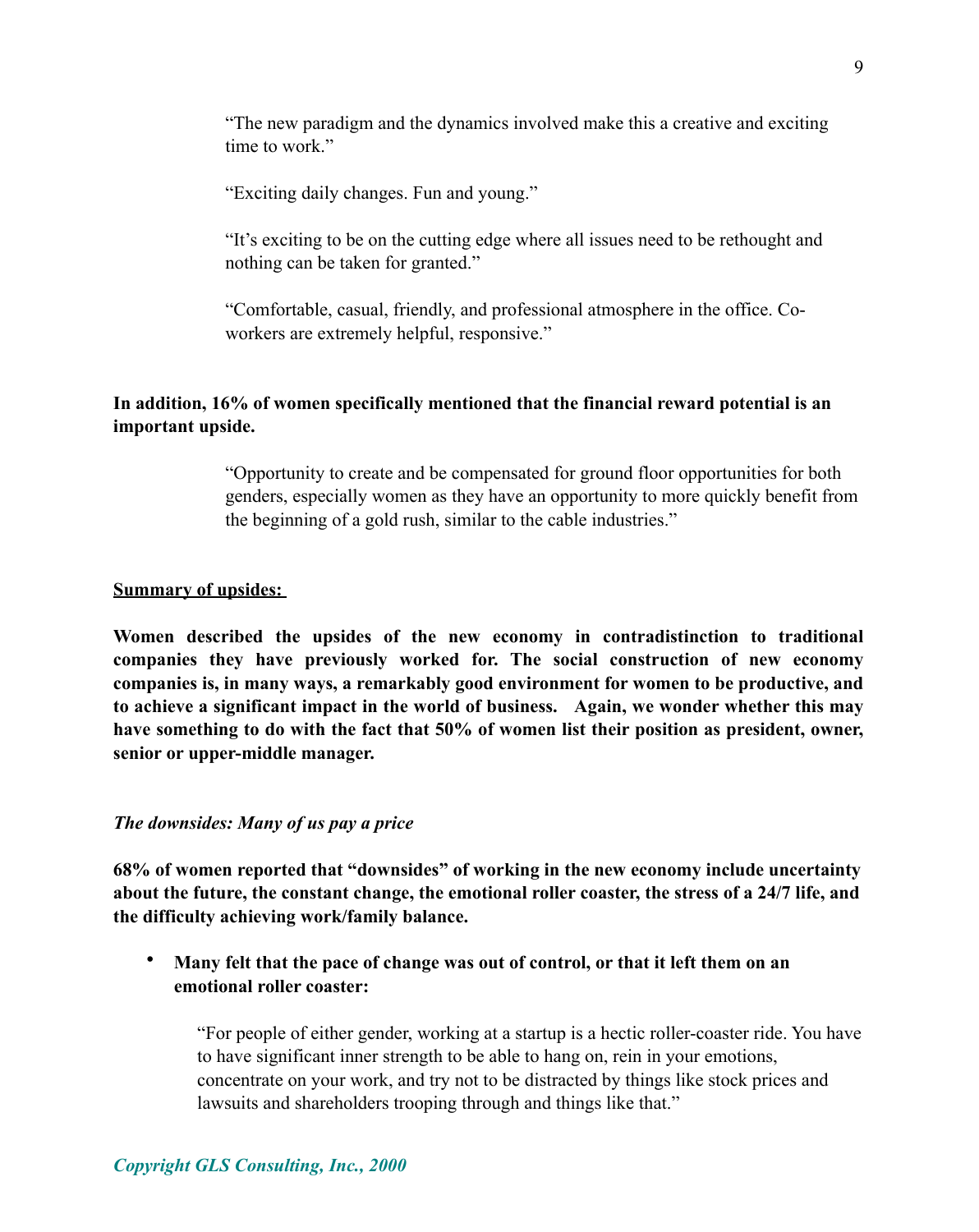> "The new paradigm and the dynamics involved make this a creative and exciting time to work."
>
> "Exciting daily changes. Fun and young."
>
> "It's exciting to be on the cutting edge where all issues need to be rethought and nothing can be taken for granted."
>
> "Comfortable, casual, friendly, and professional atmosphere in the office. Co-workers are extremely helpful, responsive."

**In addition, 16% of women specifically mentioned that the financial reward potential is an important upside.**

> "Opportunity to create and be compensated for ground floor opportunities for both genders, especially women as they have an opportunity to more quickly benefit from the beginning of a gold rush, similar to the cable industries."

**Summary of upsides:**

**Women described the upsides of the new economy in contradistinction to traditional companies they have previously worked for. The social construction of new economy companies is, in many ways, a remarkably good environment for women to be productive, and to achieve a significant impact in the world of business. Again, we wonder whether this may have something to do with the fact that 50% of women list their position as president, owner, senior or upper-middle manager.**

*The downsides: Many of us pay a price*

**68% of women reported that "downsides" of working in the new economy include uncertainty about the future, the constant change, the emotional roller coaster, the stress of a 24/7 life, and the difficulty achieving work/family balance.**

- **Many felt that the pace of change was out of control, or that it left them on an emotional roller coaster:**

> "For people of either gender, working at a startup is a hectic roller-coaster ride. You have to have significant inner strength to be able to hang on, rein in your emotions, concentrate on your work, and try not to be distracted by things like stock prices and lawsuits and shareholders trooping through and things like that."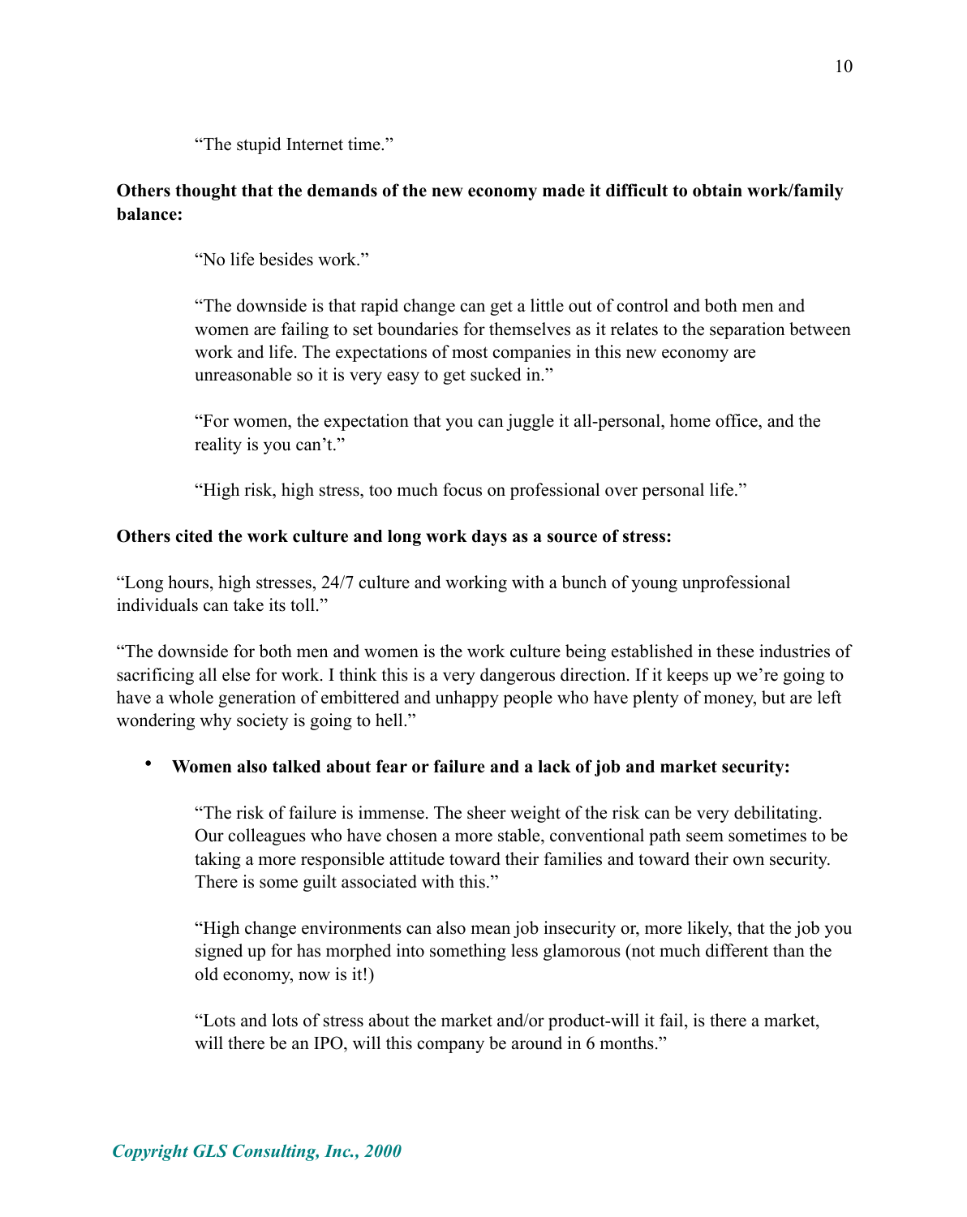> "The stupid Internet time."

**Others thought that the demands of the new economy made it difficult to obtain work/family balance:**

> "No life besides work."
>
> "The downside is that rapid change can get a little out of control and both men and women are failing to set boundaries for themselves as it relates to the separation between work and life. The expectations of most companies in this new economy are unreasonable so it is very easy to get sucked in."
>
> "For women, the expectation that you can juggle it all-personal, home office, and the reality is you can't."
>
> "High risk, high stress, too much focus on professional over personal life."

**Others cited the work culture and long work days as a source of stress:**

"Long hours, high stresses, 24/7 culture and working with a bunch of young unprofessional individuals can take its toll."

"The downside for both men and women is the work culture being established in these industries of sacrificing all else for work. I think this is a very dangerous direction. If it keeps up we're going to have a whole generation of embittered and unhappy people who have plenty of money, but are left wondering why society is going to hell."

- **Women also talked about fear or failure and a lack of job and market security:**

> "The risk of failure is immense. The sheer weight of the risk can be very debilitating. Our colleagues who have chosen a more stable, conventional path seem sometimes to be taking a more responsible attitude toward their families and toward their own security. There is some guilt associated with this."
>
> "High change environments can also mean job insecurity or, more likely, that the job you signed up for has morphed into something less glamorous (not much different than the old economy, now is it!)
>
> "Lots and lots of stress about the market and/or product-will it fail, is there a market, will there be an IPO, will this company be around in 6 months."

*Copyright GLS Consulting, Inc., 2000*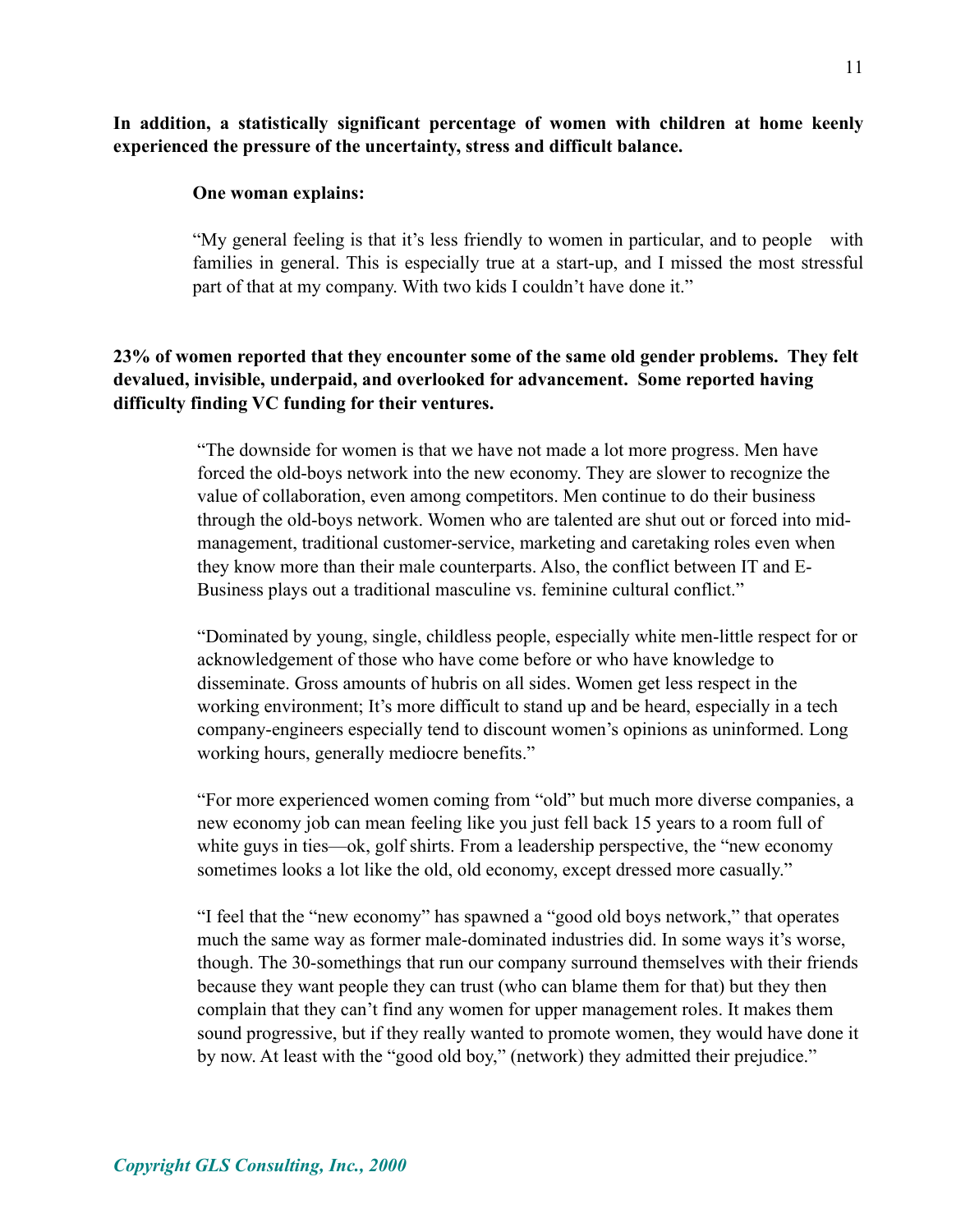**In addition, a statistically significant percentage of women with children at home keenly experienced the pressure of the uncertainty, stress and difficult balance.**

> **One woman explains:**
>
> "My general feeling is that it's less friendly to women in particular, and to people with families in general. This is especially true at a start-up, and I missed the most stressful part of that at my company. With two kids I couldn't have done it."

**23% of women reported that they encounter some of the same old gender problems. They felt devalued, invisible, underpaid, and overlooked for advancement. Some reported having difficulty finding VC funding for their ventures.**

> "The downside for women is that we have not made a lot more progress. Men have forced the old-boys network into the new economy. They are slower to recognize the value of collaboration, even among competitors. Men continue to do their business through the old-boys network. Women who are talented are shut out or forced into mid-management, traditional customer-service, marketing and caretaking roles even when they know more than their male counterparts. Also, the conflict between IT and E-Business plays out a traditional masculine vs. feminine cultural conflict."
>
> "Dominated by young, single, childless people, especially white men-little respect for or acknowledgement of those who have come before or who have knowledge to disseminate. Gross amounts of hubris on all sides. Women get less respect in the working environment; It's more difficult to stand up and be heard, especially in a tech company-engineers especially tend to discount women's opinions as uninformed. Long working hours, generally mediocre benefits."
>
> "For more experienced women coming from "old" but much more diverse companies, a new economy job can mean feeling like you just fell back 15 years to a room full of white guys in ties—ok, golf shirts. From a leadership perspective, the "new economy sometimes looks a lot like the old, old economy, except dressed more casually."
>
> "I feel that the "new economy" has spawned a "good old boys network," that operates much the same way as former male-dominated industries did. In some ways it's worse, though. The 30-somethings that run our company surround themselves with their friends because they want people they can trust (who can blame them for that) but they then complain that they can't find any women for upper management roles. It makes them sound progressive, but if they really wanted to promote women, they would have done it by now. At least with the "good old boy," (network) they admitted their prejudice."

*Copyright GLS Consulting, Inc., 2000*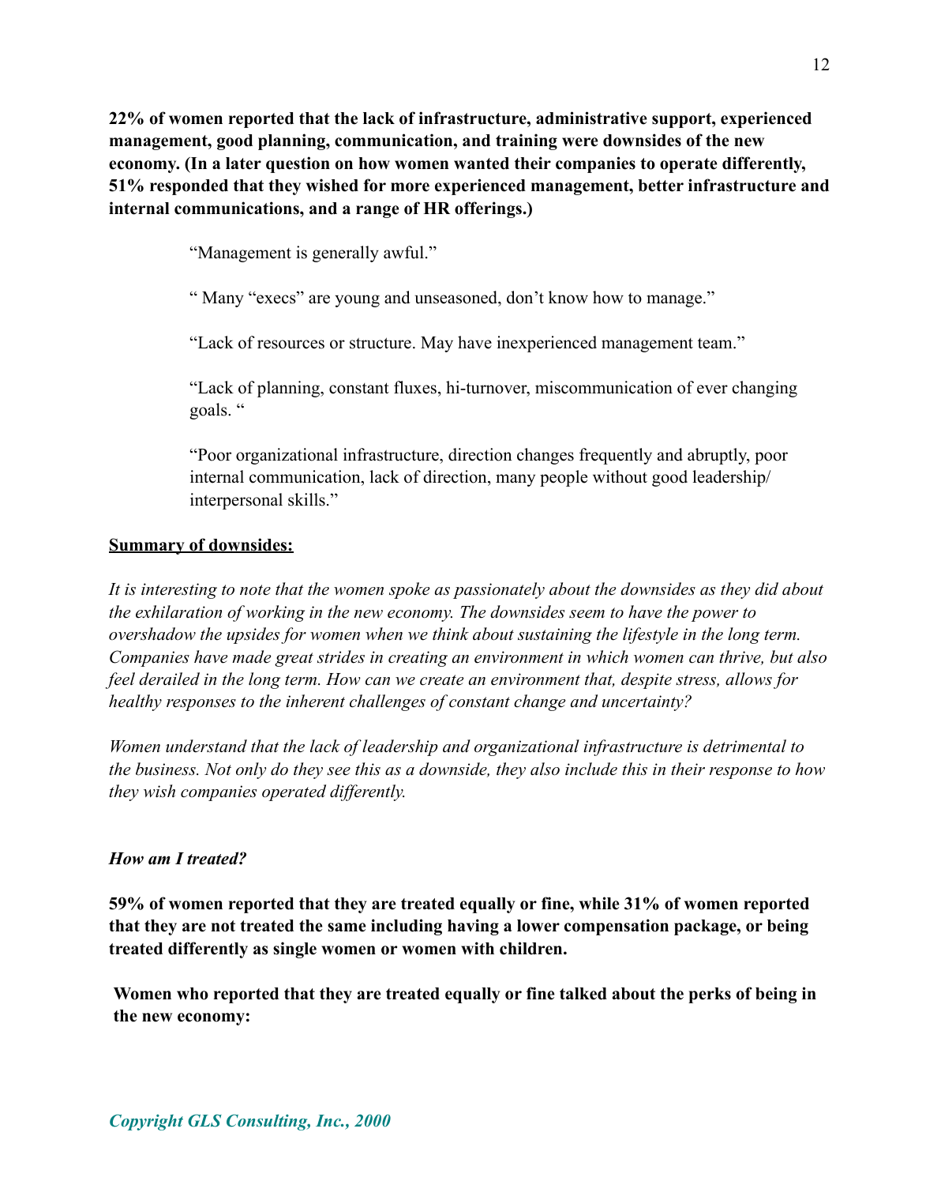**22% of women reported that the lack of infrastructure, administrative support, experienced management, good planning, communication, and training were downsides of the new economy. (In a later question on how women wanted their companies to operate differently, 51% responded that they wished for more experienced management, better infrastructure and internal communications, and a range of HR offerings.)**

> "Management is generally awful."
>
> " Many "execs" are young and unseasoned, don't know how to manage."
>
> "Lack of resources or structure. May have inexperienced management team."
>
> "Lack of planning, constant fluxes, hi-turnover, miscommunication of ever changing goals. "
>
> "Poor organizational infrastructure, direction changes frequently and abruptly, poor internal communication, lack of direction, many people without good leadership/ interpersonal skills."

**Summary of downsides:**

*It is interesting to note that the women spoke as passionately about the downsides as they did about the exhilaration of working in the new economy. The downsides seem to have the power to overshadow the upsides for women when we think about sustaining the lifestyle in the long term. Companies have made great strides in creating an environment in which women can thrive, but also feel derailed in the long term. How can we create an environment that, despite stress, allows for healthy responses to the inherent challenges of constant change and uncertainty?*

*Women understand that the lack of leadership and organizational infrastructure is detrimental to the business. Not only do they see this as a downside, they also include this in their response to how they wish companies operated differently.*

***How am I treated?***

**59% of women reported that they are treated equally or fine, while 31% of women reported that they are not treated the same including having a lower compensation package, or being treated differently as single women or women with children.**

**Women who reported that they are treated equally or fine talked about the perks of being in the new economy:**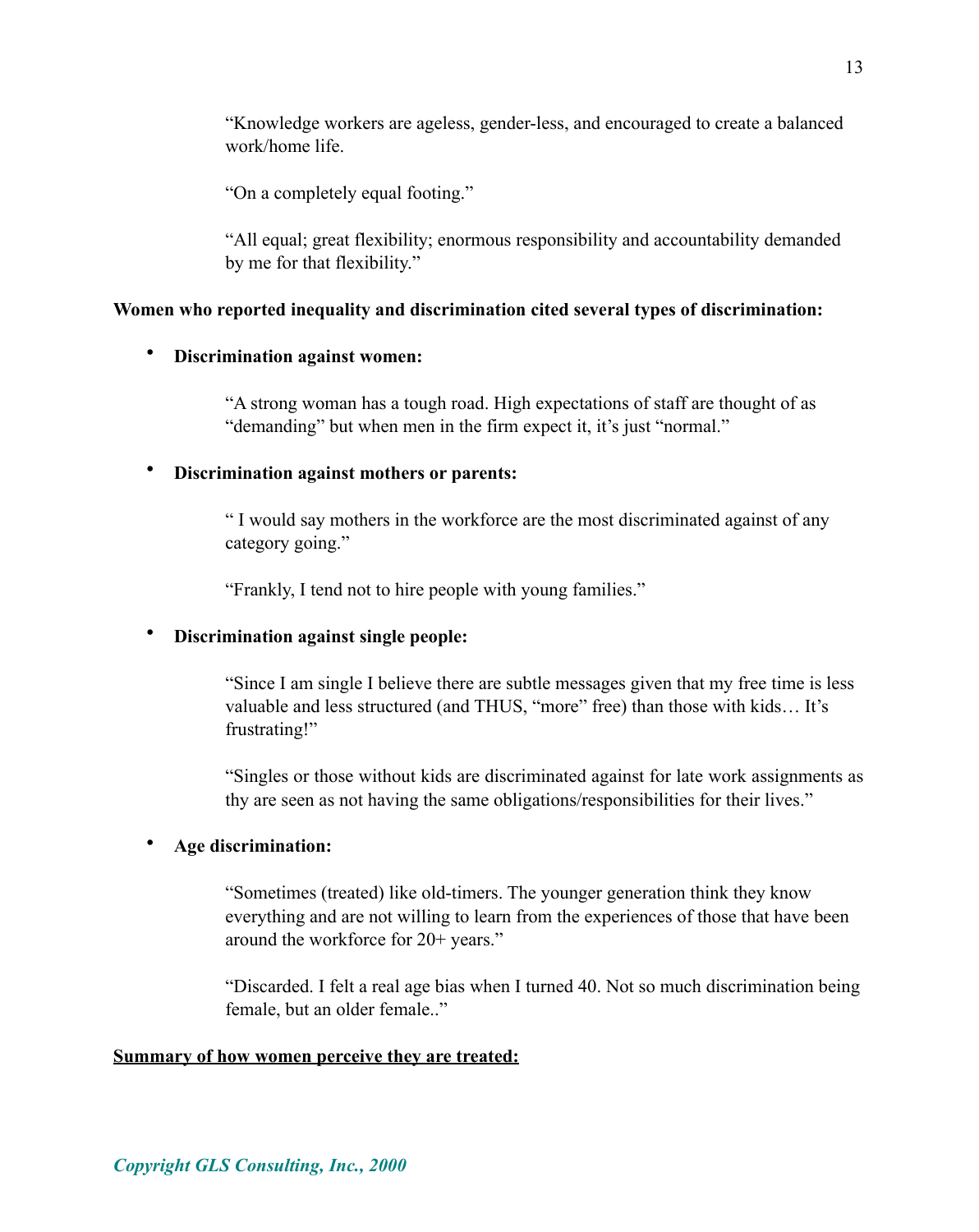> "Knowledge workers are ageless, gender-less, and encouraged to create a balanced work/home life.
>
> "On a completely equal footing."
>
> "All equal; great flexibility; enormous responsibility and accountability demanded by me for that flexibility."

**Women who reported inequality and discrimination cited several types of discrimination:**

- **Discrimination against women:**

> "A strong woman has a tough road. High expectations of staff are thought of as "demanding" but when men in the firm expect it, it's just "normal."

- **Discrimination against mothers or parents:**

> " I would say mothers in the workforce are the most discriminated against of any category going."
>
> "Frankly, I tend not to hire people with young families."

- **Discrimination against single people:**

> "Since I am single I believe there are subtle messages given that my free time is less valuable and less structured (and THUS, "more" free) than those with kids… It's frustrating!"
>
> "Singles or those without kids are discriminated against for late work assignments as thy are seen as not having the same obligations/responsibilities for their lives."

- **Age discrimination:**

> "Sometimes (treated) like old-timers. The younger generation think they know everything and are not willing to learn from the experiences of those that have been around the workforce for 20+ years."
>
> "Discarded. I felt a real age bias when I turned 40. Not so much discrimination being female, but an older female.."

<u>**Summary of how women perceive they are treated:**</u>

*Copyright GLS Consulting, Inc., 2000*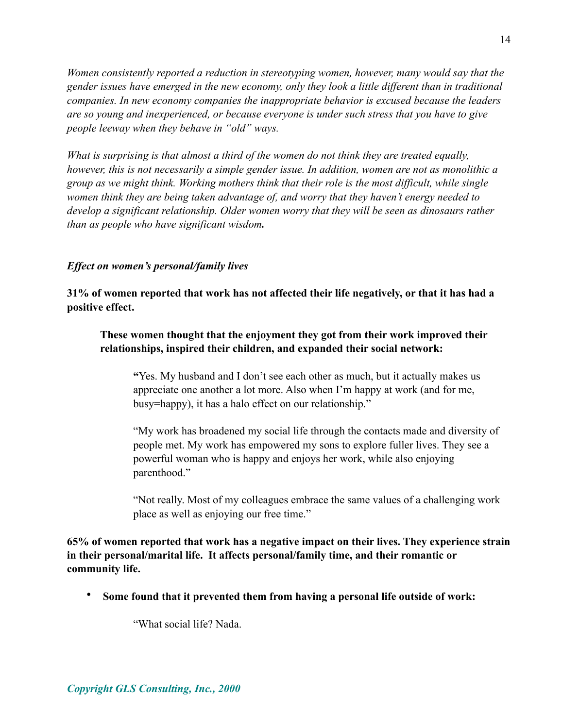*Women consistently reported a reduction in stereotyping women, however, many would say that the gender issues have emerged in the new economy, only they look a little different than in traditional companies. In new economy companies the inappropriate behavior is excused because the leaders are so young and inexperienced, or because everyone is under such stress that you have to give people leeway when they behave in "old" ways.*

*What is surprising is that almost a third of the women do not think they are treated equally, however, this is not necessarily a simple gender issue. In addition, women are not as monolithic a group as we might think. Working mothers think that their role is the most difficult, while single women think they are being taken advantage of, and worry that they haven't energy needed to develop a significant relationship. Older women worry that they will be seen as dinosaurs rather than as people who have significant wisdom.*

***Effect on women's personal/family lives***

**31% of women reported that work has not affected their life negatively, or that it has had a positive effect.**

> **These women thought that the enjoyment they got from their work improved their relationships, inspired their children, and expanded their social network:**
>
> > **"**Yes. My husband and I don't see each other as much, but it actually makes us appreciate one another a lot more. Also when I'm happy at work (and for me, busy=happy), it has a halo effect on our relationship."
> >
> > "My work has broadened my social life through the contacts made and diversity of people met. My work has empowered my sons to explore fuller lives. They see a powerful woman who is happy and enjoys her work, while also enjoying parenthood."
> >
> > "Not really. Most of my colleagues embrace the same values of a challenging work place as well as enjoying our free time."

**65% of women reported that work has a negative impact on their lives. They experience strain in their personal/marital life. It affects personal/family time, and their romantic or community life.**

- **Some found that it prevented them from having a personal life outside of work:**

> > "What social life? Nada.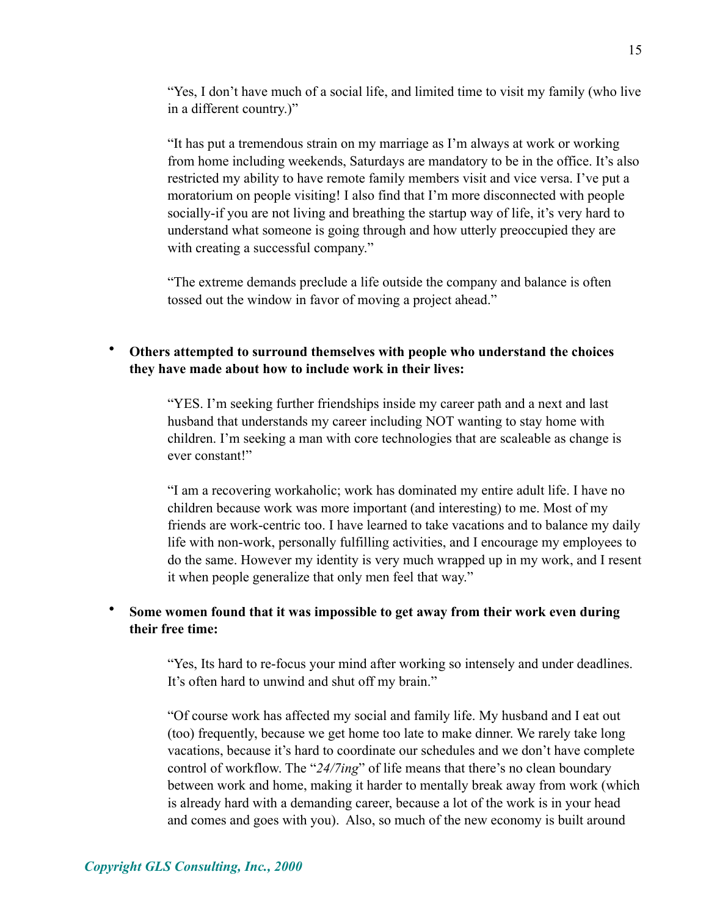"Yes, I don't have much of a social life, and limited time to visit my family (who live in a different country.)"

"It has put a tremendous strain on my marriage as I'm always at work or working from home including weekends, Saturdays are mandatory to be in the office. It's also restricted my ability to have remote family members visit and vice versa. I've put a moratorium on people visiting! I also find that I'm more disconnected with people socially-if you are not living and breathing the startup way of life, it's very hard to understand what someone is going through and how utterly preoccupied they are with creating a successful company."

"The extreme demands preclude a life outside the company and balance is often tossed out the window in favor of moving a project ahead."

- **Others attempted to surround themselves with people who understand the choices they have made about how to include work in their lives:**

"YES. I'm seeking further friendships inside my career path and a next and last husband that understands my career including NOT wanting to stay home with children. I'm seeking a man with core technologies that are scaleable as change is ever constant!"

"I am a recovering workaholic; work has dominated my entire adult life. I have no children because work was more important (and interesting) to me. Most of my friends are work-centric too. I have learned to take vacations and to balance my daily life with non-work, personally fulfilling activities, and I encourage my employees to do the same. However my identity is very much wrapped up in my work, and I resent it when people generalize that only men feel that way."

- **Some women found that it was impossible to get away from their work even during their free time:**

"Yes, Its hard to re-focus your mind after working so intensely and under deadlines. It's often hard to unwind and shut off my brain."

"Of course work has affected my social and family life. My husband and I eat out (too) frequently, because we get home too late to make dinner. We rarely take long vacations, because it's hard to coordinate our schedules and we don't have complete control of workflow. The "*24/7ing*" of life means that there's no clean boundary between work and home, making it harder to mentally break away from work (which is already hard with a demanding career, because a lot of the work is in your head and comes and goes with you). Also, so much of the new economy is built around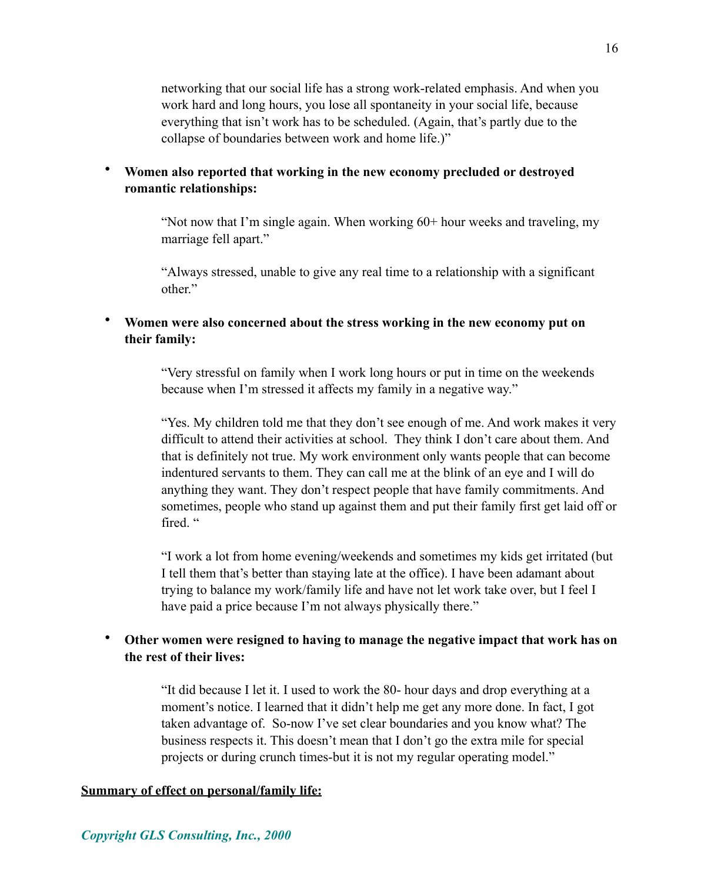networking that our social life has a strong work-related emphasis. And when you work hard and long hours, you lose all spontaneity in your social life, because everything that isn't work has to be scheduled. (Again, that's partly due to the collapse of boundaries between work and home life.)"

- **Women also reported that working in the new economy precluded or destroyed romantic relationships:**

  "Not now that I'm single again. When working 60+ hour weeks and traveling, my marriage fell apart."

  "Always stressed, unable to give any real time to a relationship with a significant other."

- **Women were also concerned about the stress working in the new economy put on their family:**

  "Very stressful on family when I work long hours or put in time on the weekends because when I'm stressed it affects my family in a negative way."

  "Yes. My children told me that they don't see enough of me. And work makes it very difficult to attend their activities at school. They think I don't care about them. And that is definitely not true. My work environment only wants people that can become indentured servants to them. They can call me at the blink of an eye and I will do anything they want. They don't respect people that have family commitments. And sometimes, people who stand up against them and put their family first get laid off or fired. "

  "I work a lot from home evening/weekends and sometimes my kids get irritated (but I tell them that's better than staying late at the office). I have been adamant about trying to balance my work/family life and have not let work take over, but I feel I have paid a price because I'm not always physically there."

- **Other women were resigned to having to manage the negative impact that work has on the rest of their lives:**

  "It did because I let it. I used to work the 80- hour days and drop everything at a moment's notice. I learned that it didn't help me get any more done. In fact, I got taken advantage of. So-now I've set clear boundaries and you know what? The business respects it. This doesn't mean that I don't go the extra mile for special projects or during crunch times-but it is not my regular operating model."

**Summary of effect on personal/family life:**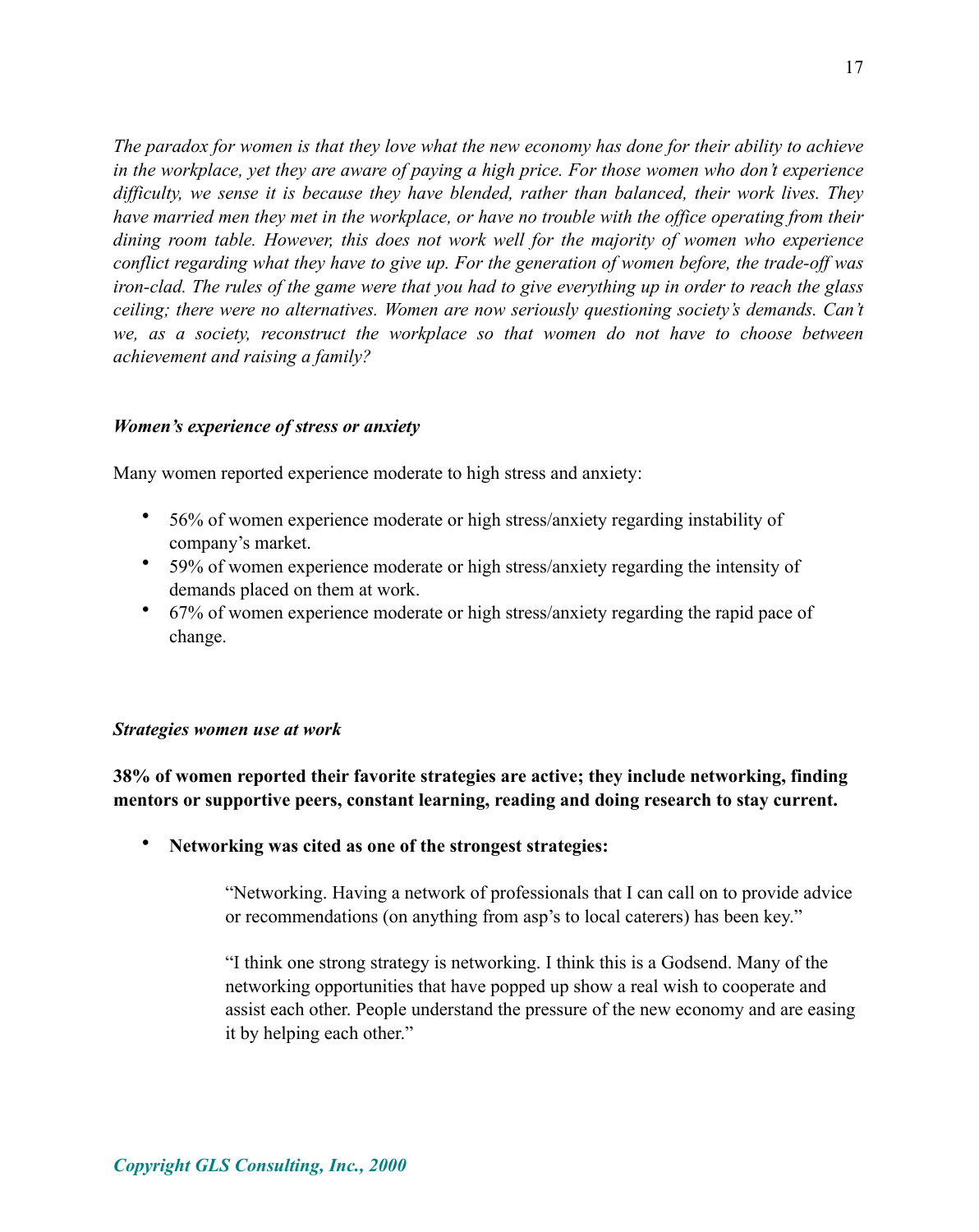*The paradox for women is that they love what the new economy has done for their ability to achieve in the workplace, yet they are aware of paying a high price. For those women who don't experience difficulty, we sense it is because they have blended, rather than balanced, their work lives. They have married men they met in the workplace, or have no trouble with the office operating from their dining room table. However, this does not work well for the majority of women who experience conflict regarding what they have to give up. For the generation of women before, the trade-off was iron-clad. The rules of the game were that you had to give everything up in order to reach the glass ceiling; there were no alternatives. Women are now seriously questioning society's demands. Can't we, as a society, reconstruct the workplace so that women do not have to choose between achievement and raising a family?*

***Women's experience of stress or anxiety***

Many women reported experience moderate to high stress and anxiety:

- 56% of women experience moderate or high stress/anxiety regarding instability of company's market.
- 59% of women experience moderate or high stress/anxiety regarding the intensity of demands placed on them at work.
- 67% of women experience moderate or high stress/anxiety regarding the rapid pace of change.

***Strategies women use at work***

**38% of women reported their favorite strategies are active; they include networking, finding mentors or supportive peers, constant learning, reading and doing research to stay current.**

- **Networking was cited as one of the strongest strategies:**

> "Networking. Having a network of professionals that I can call on to provide advice or recommendations (on anything from asp's to local caterers) has been key."
>
> "I think one strong strategy is networking. I think this is a Godsend. Many of the networking opportunities that have popped up show a real wish to cooperate and assist each other. People understand the pressure of the new economy and are easing it by helping each other."

*Copyright GLS Consulting, Inc., 2000*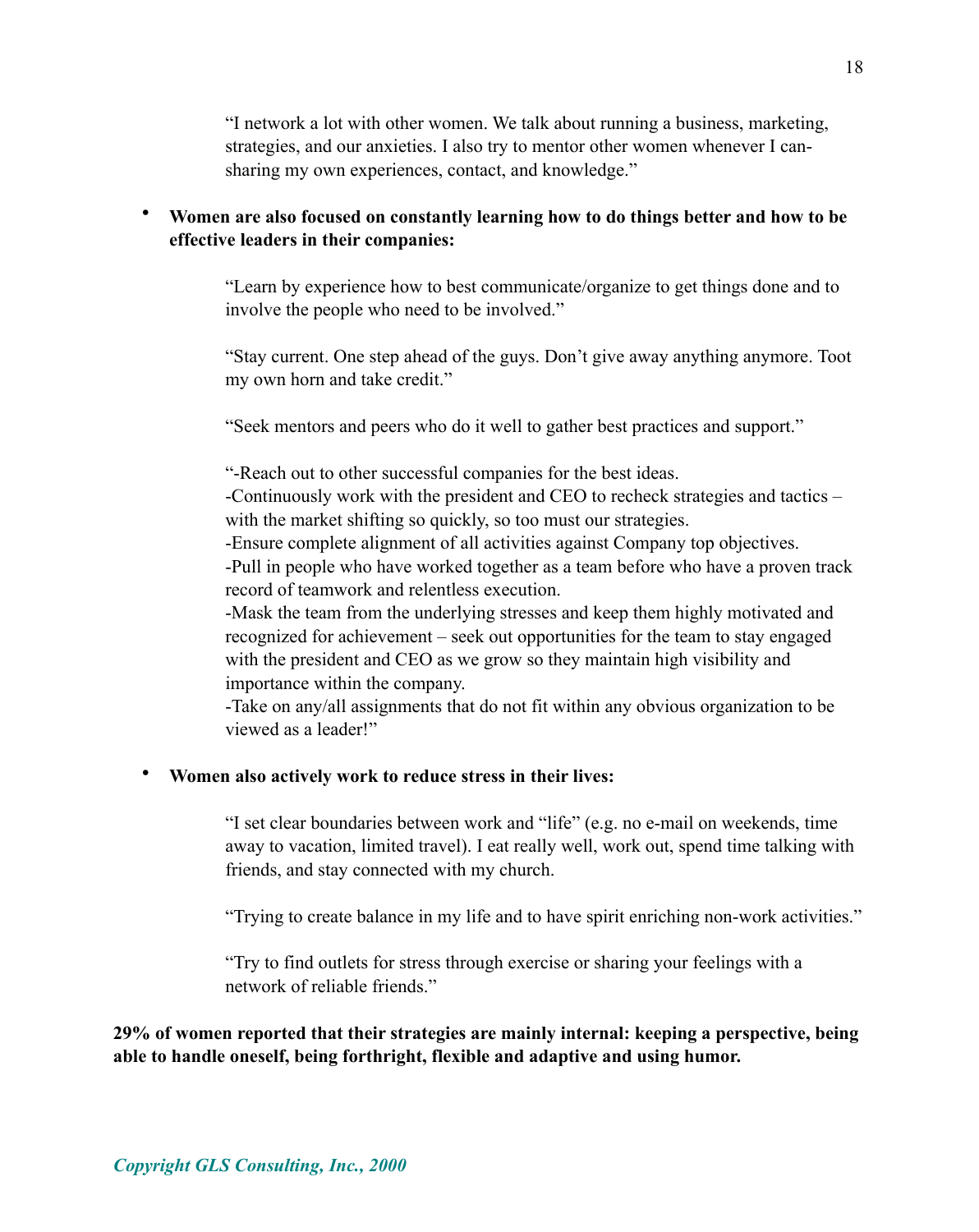> "I network a lot with other women. We talk about running a business, marketing, strategies, and our anxieties. I also try to mentor other women whenever I can- sharing my own experiences, contact, and knowledge."

- **Women are also focused on constantly learning how to do things better and how to be effective leaders in their companies:**

> "Learn by experience how to best communicate/organize to get things done and to involve the people who need to be involved."

> "Stay current. One step ahead of the guys. Don't give away anything anymore. Toot my own horn and take credit."

> "Seek mentors and peers who do it well to gather best practices and support."

> "-Reach out to other successful companies for the best ideas.
> -Continuously work with the president and CEO to recheck strategies and tactics – with the market shifting so quickly, so too must our strategies.
> -Ensure complete alignment of all activities against Company top objectives.
> -Pull in people who have worked together as a team before who have a proven track record of teamwork and relentless execution.
> -Mask the team from the underlying stresses and keep them highly motivated and recognized for achievement – seek out opportunities for the team to stay engaged with the president and CEO as we grow so they maintain high visibility and importance within the company.
> -Take on any/all assignments that do not fit within any obvious organization to be viewed as a leader!"

- **Women also actively work to reduce stress in their lives:**

> "I set clear boundaries between work and "life" (e.g. no e-mail on weekends, time away to vacation, limited travel). I eat really well, work out, spend time talking with friends, and stay connected with my church.

> "Trying to create balance in my life and to have spirit enriching non-work activities."

> "Try to find outlets for stress through exercise or sharing your feelings with a network of reliable friends."

**29% of women reported that their strategies are mainly internal: keeping a perspective, being able to handle oneself, being forthright, flexible and adaptive and using humor.**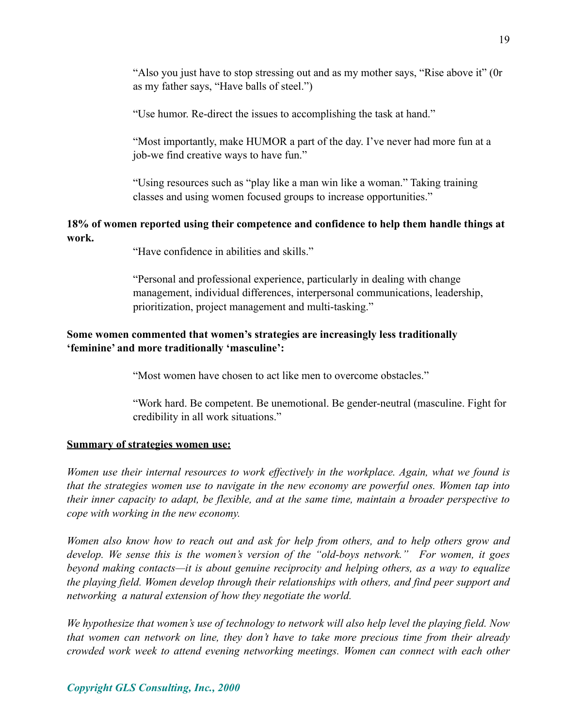"Also you just have to stop stressing out and as my mother says, "Rise above it" (0r as my father says, "Have balls of steel.")

"Use humor. Re-direct the issues to accomplishing the task at hand."

"Most importantly, make HUMOR a part of the day. I've never had more fun at a job-we find creative ways to have fun."

"Using resources such as "play like a man win like a woman." Taking training classes and using women focused groups to increase opportunities."

**18% of women reported using their competence and confidence to help them handle things at work.**

"Have confidence in abilities and skills."

"Personal and professional experience, particularly in dealing with change management, individual differences, interpersonal communications, leadership, prioritization, project management and multi-tasking."

**Some women commented that women's strategies are increasingly less traditionally 'feminine' and more traditionally 'masculine':**

"Most women have chosen to act like men to overcome obstacles."

"Work hard. Be competent. Be unemotional. Be gender-neutral (masculine. Fight for credibility in all work situations."

**<u>Summary of strategies women use:</u>**

*Women use their internal resources to work effectively in the workplace. Again, what we found is that the strategies women use to navigate in the new economy are powerful ones. Women tap into their inner capacity to adapt, be flexible, and at the same time, maintain a broader perspective to cope with working in the new economy.*

*Women also know how to reach out and ask for help from others, and to help others grow and develop. We sense this is the women's version of the "old-boys network." For women, it goes beyond making contacts—it is about genuine reciprocity and helping others, as a way to equalize the playing field. Women develop through their relationships with others, and find peer support and networking a natural extension of how they negotiate the world.*

*We hypothesize that women's use of technology to network will also help level the playing field. Now that women can network on line, they don't have to take more precious time from their already crowded work week to attend evening networking meetings. Women can connect with each other*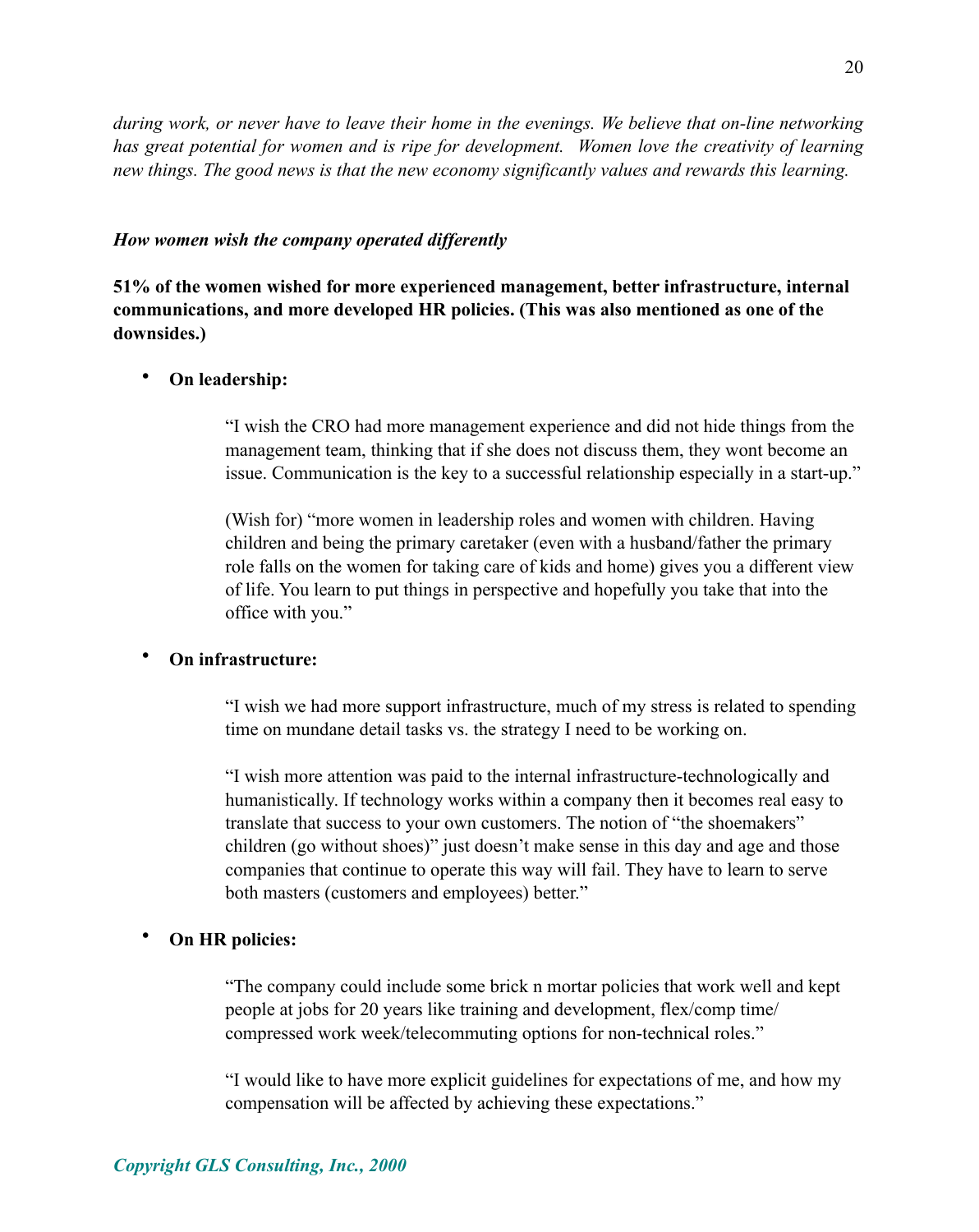*during work, or never have to leave their home in the evenings. We believe that on-line networking has great potential for women and is ripe for development. Women love the creativity of learning new things. The good news is that the new economy significantly values and rewards this learning.*

***How women wish the company operated differently***

**51% of the women wished for more experienced management, better infrastructure, internal communications, and more developed HR policies. (This was also mentioned as one of the downsides.)**

- **On leadership:**

  > "I wish the CRO had more management experience and did not hide things from the management team, thinking that if she does not discuss them, they wont become an issue. Communication is the key to a successful relationship especially in a start-up."
  >
  > (Wish for) "more women in leadership roles and women with children. Having children and being the primary caretaker (even with a husband/father the primary role falls on the women for taking care of kids and home) gives you a different view of life. You learn to put things in perspective and hopefully you take that into the office with you."

- **On infrastructure:**

  > "I wish we had more support infrastructure, much of my stress is related to spending time on mundane detail tasks vs. the strategy I need to be working on.
  >
  > "I wish more attention was paid to the internal infrastructure-technologically and humanistically. If technology works within a company then it becomes real easy to translate that success to your own customers. The notion of "the shoemakers" children (go without shoes)" just doesn't make sense in this day and age and those companies that continue to operate this way will fail. They have to learn to serve both masters (customers and employees) better."

- **On HR policies:**

  > "The company could include some brick n mortar policies that work well and kept people at jobs for 20 years like training and development, flex/comp time/ compressed work week/telecommuting options for non-technical roles."
  >
  > "I would like to have more explicit guidelines for expectations of me, and how my compensation will be affected by achieving these expectations."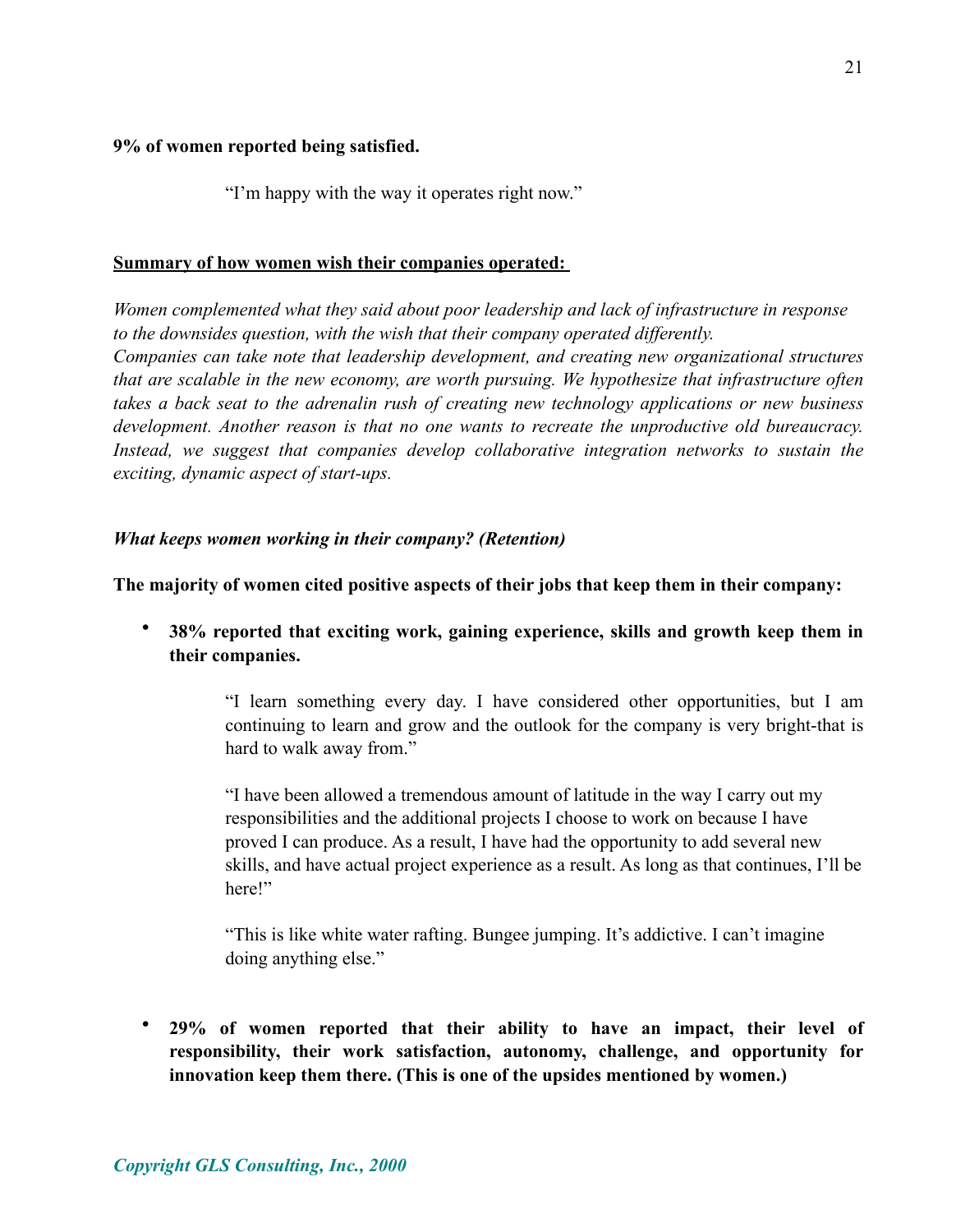**9% of women reported being satisfied.**

> "I'm happy with the way it operates right now."

**Summary of how women wish their companies operated:**

*Women complemented what they said about poor leadership and lack of infrastructure in response to the downsides question, with the wish that their company operated differently. Companies can take note that leadership development, and creating new organizational structures that are scalable in the new economy, are worth pursuing. We hypothesize that infrastructure often takes a back seat to the adrenalin rush of creating new technology applications or new business development. Another reason is that no one wants to recreate the unproductive old bureaucracy. Instead, we suggest that companies develop collaborative integration networks to sustain the exciting, dynamic aspect of start-ups.*

***What keeps women working in their company? (Retention)***

**The majority of women cited positive aspects of their jobs that keep them in their company:**

- **38% reported that exciting work, gaining experience, skills and growth keep them in their companies.**

> "I learn something every day. I have considered other opportunities, but I am continuing to learn and grow and the outlook for the company is very bright-that is hard to walk away from."
>
> "I have been allowed a tremendous amount of latitude in the way I carry out my responsibilities and the additional projects I choose to work on because I have proved I can produce. As a result, I have had the opportunity to add several new skills, and have actual project experience as a result. As long as that continues, I'll be here!"
>
> "This is like white water rafting. Bungee jumping. It's addictive. I can't imagine doing anything else."

- **29% of women reported that their ability to have an impact, their level of responsibility, their work satisfaction, autonomy, challenge, and opportunity for innovation keep them there. (This is one of the upsides mentioned by women.)**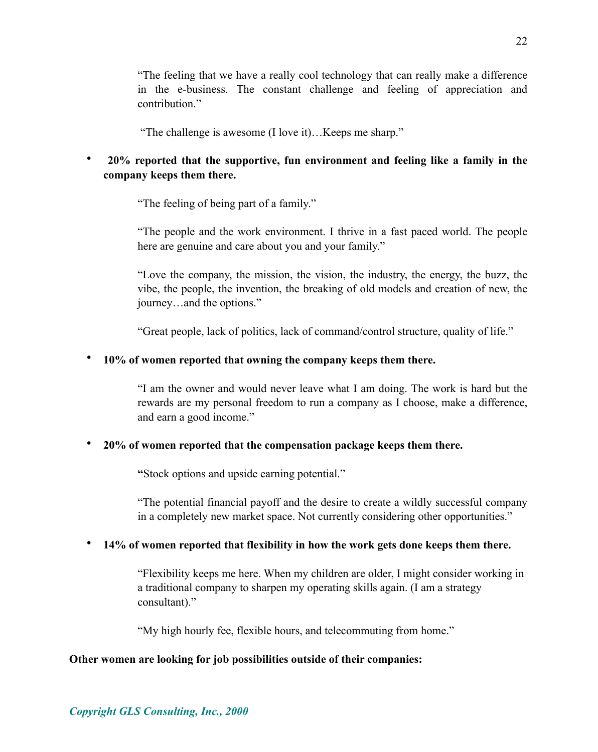"The feeling that we have a really cool technology that can really make a difference in the e-business. The constant challenge and feeling of appreciation and contribution."

"The challenge is awesome (I love it)…Keeps me sharp."

- **20% reported that the supportive, fun environment and feeling like a family in the company keeps them there.**

  "The feeling of being part of a family."

  "The people and the work environment. I thrive in a fast paced world. The people here are genuine and care about you and your family."

  "Love the company, the mission, the vision, the industry, the energy, the buzz, the vibe, the people, the invention, the breaking of old models and creation of new, the journey…and the options."

  "Great people, lack of politics, lack of command/control structure, quality of life."

- **10% of women reported that owning the company keeps them there.**

  "I am the owner and would never leave what I am doing. The work is hard but the rewards are my personal freedom to run a company as I choose, make a difference, and earn a good income."

- **20% of women reported that the compensation package keeps them there.**

  **"**Stock options and upside earning potential."

  "The potential financial payoff and the desire to create a wildly successful company in a completely new market space. Not currently considering other opportunities."

- **14% of women reported that flexibility in how the work gets done keeps them there.**

  "Flexibility keeps me here. When my children are older, I might consider working in a traditional company to sharpen my operating skills again. (I am a strategy consultant)."

  "My high hourly fee, flexible hours, and telecommuting from home."

**Other women are looking for job possibilities outside of their companies:**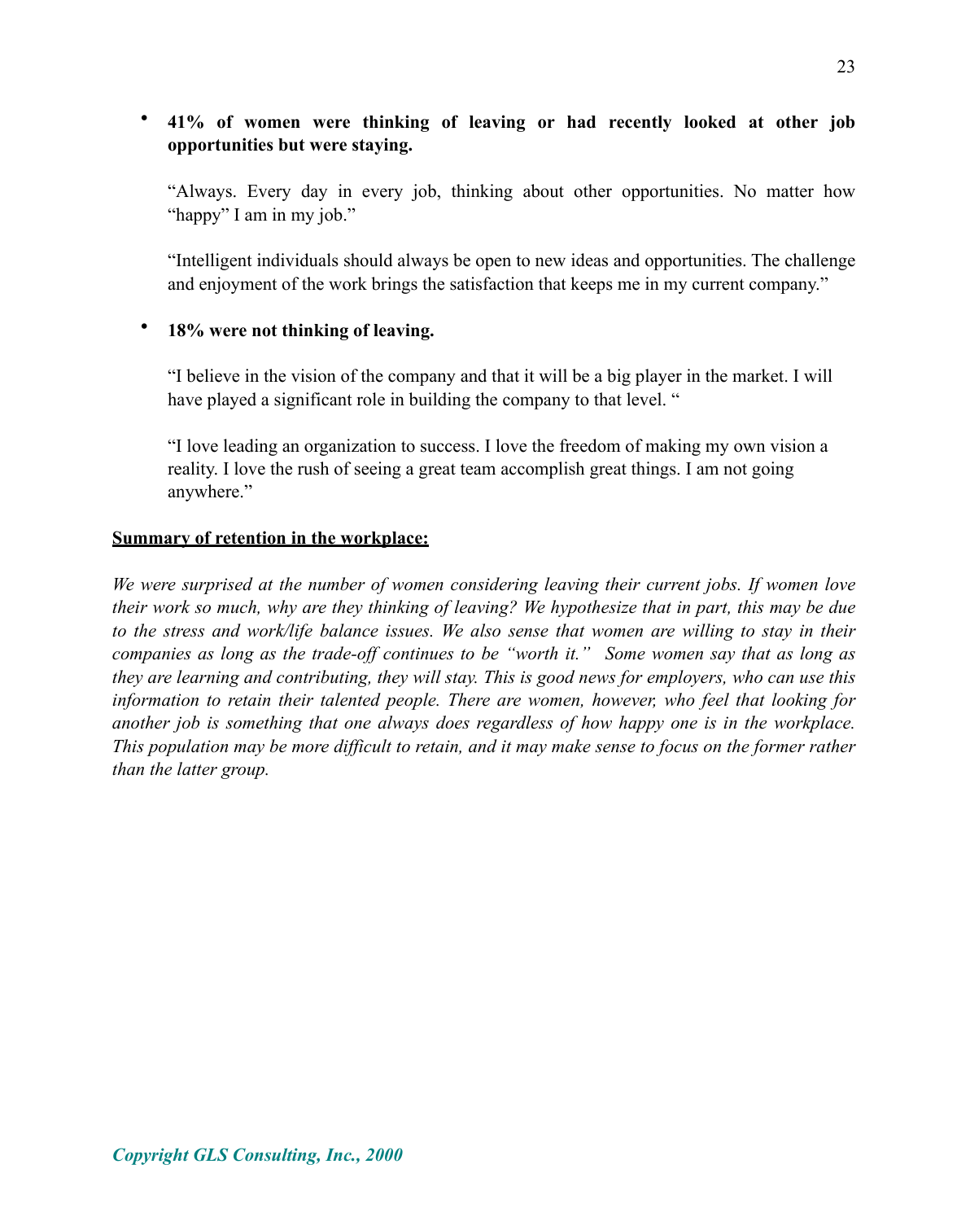- **41% of women were thinking of leaving or had recently looked at other job opportunities but were staying.**

  "Always. Every day in every job, thinking about other opportunities. No matter how "happy" I am in my job."

  "Intelligent individuals should always be open to new ideas and opportunities. The challenge and enjoyment of the work brings the satisfaction that keeps me in my current company."

- **18% were not thinking of leaving.**

  "I believe in the vision of the company and that it will be a big player in the market. I will have played a significant role in building the company to that level. "

  "I love leading an organization to success. I love the freedom of making my own vision a reality. I love the rush of seeing a great team accomplish great things. I am not going anywhere."

**<u>Summary of retention in the workplace:</u>**

*We were surprised at the number of women considering leaving their current jobs. If women love their work so much, why are they thinking of leaving? We hypothesize that in part, this may be due to the stress and work/life balance issues. We also sense that women are willing to stay in their companies as long as the trade-off continues to be "worth it." Some women say that as long as they are learning and contributing, they will stay. This is good news for employers, who can use this information to retain their talented people. There are women, however, who feel that looking for another job is something that one always does regardless of how happy one is in the workplace. This population may be more difficult to retain, and it may make sense to focus on the former rather than the latter group.*

*Copyright GLS Consulting, Inc., 2000*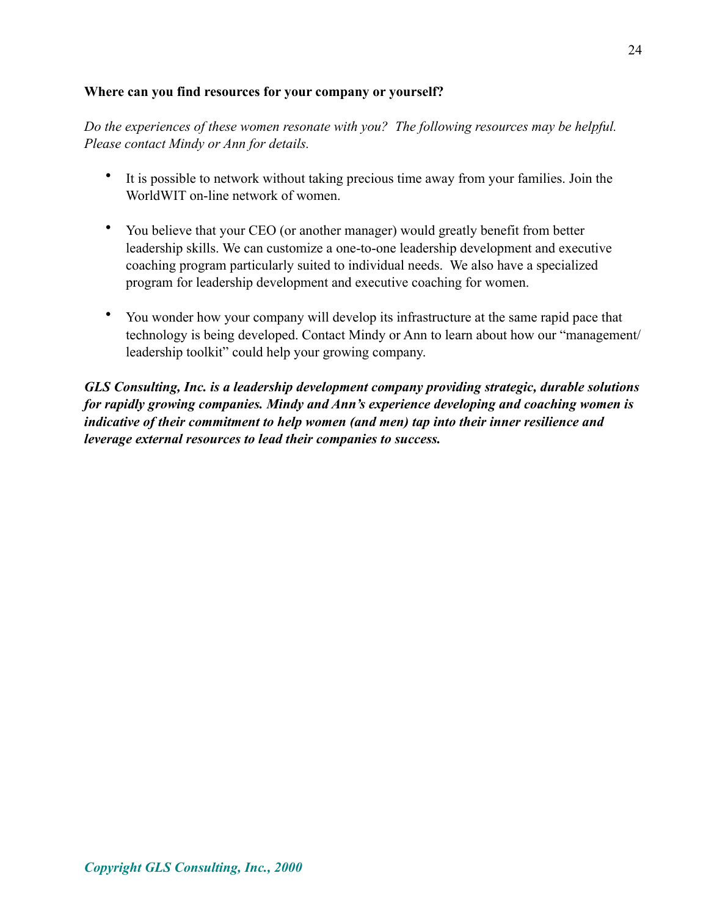**Where can you find resources for your company or yourself?**

*Do the experiences of these women resonate with you? The following resources may be helpful. Please contact Mindy or Ann for details.*

- It is possible to network without taking precious time away from your families. Join the WorldWIT on-line network of women.

- You believe that your CEO (or another manager) would greatly benefit from better leadership skills. We can customize a one-to-one leadership development and executive coaching program particularly suited to individual needs. We also have a specialized program for leadership development and executive coaching for women.

- You wonder how your company will develop its infrastructure at the same rapid pace that technology is being developed. Contact Mindy or Ann to learn about how our "management/ leadership toolkit" could help your growing company.

***GLS Consulting, Inc. is a leadership development company providing strategic, durable solutions for rapidly growing companies. Mindy and Ann's experience developing and coaching women is indicative of their commitment to help women (and men) tap into their inner resilience and leverage external resources to lead their companies to success.***

***Copyright GLS Consulting, Inc., 2000***